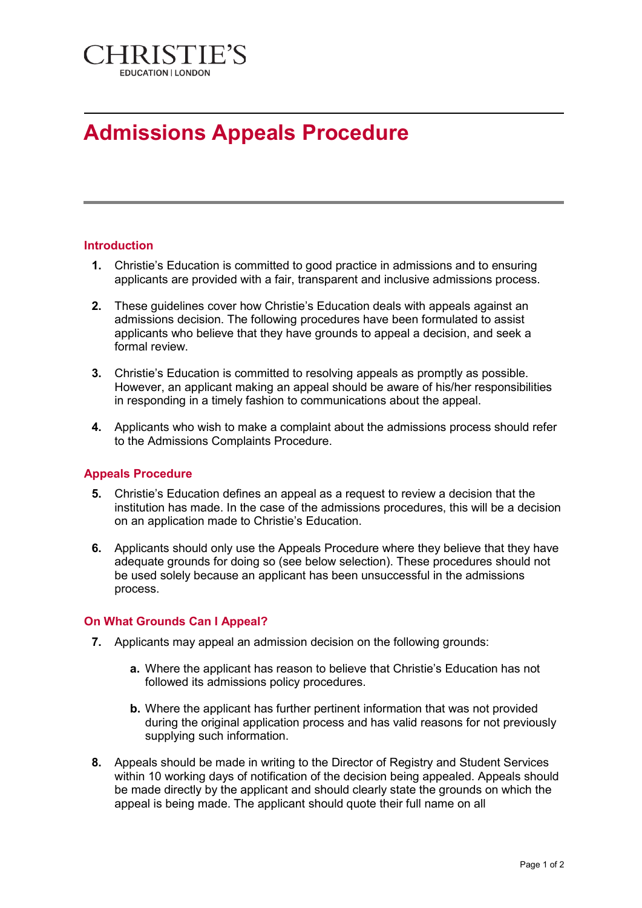CHRISTIE'S

EDUCATION | LONDON

# Admissions Appeals Procedure

## Introduction

1. Christie's Education is committed to good practice in admissions and to ensuring applicants are provided with a fair, transparent and inclusive admissions process.

2. These guidelines cover how Christie's Education deals with appeals against an admissions decision. The following procedures have been formulated to assist applicants who believe that they have grounds to appeal a decision, and seek a formal review.

3. Christie's Education is committed to resolving appeals as promptly as possible. However, an applicant making an appeal should be aware of his/her responsibilities in responding in a timely fashion to communications about the appeal.

4. Applicants who wish to make a complaint about the admissions process should refer to the Admissions Complaints Procedure.

## Appeals Procedure

5. Christie's Education defines an appeal as a request to review a decision that the institution has made. In the case of the admissions procedures, this will be a decision on an application made to Christie's Education.

6. Applicants should only use the Appeals Procedure where they believe that they have adequate grounds for doing so (see below selection). These procedures should not be used solely because an applicant has been unsuccessful in the admissions process.

## On What Grounds Can I Appeal?

7. Applicants may appeal an admission decision on the following grounds:

   a. Where the applicant has reason to believe that Christie's Education has not followed its admissions policy procedures.

   b. Where the applicant has further pertinent information that was not provided during the original application process and has valid reasons for not previously supplying such information.

8. Appeals should be made in writing to the Director of Registry and Student Services within 10 working days of notification of the decision being appealed. Appeals should be made directly by the applicant and should clearly state the grounds on which the appeal is being made. The applicant should quote their full name on all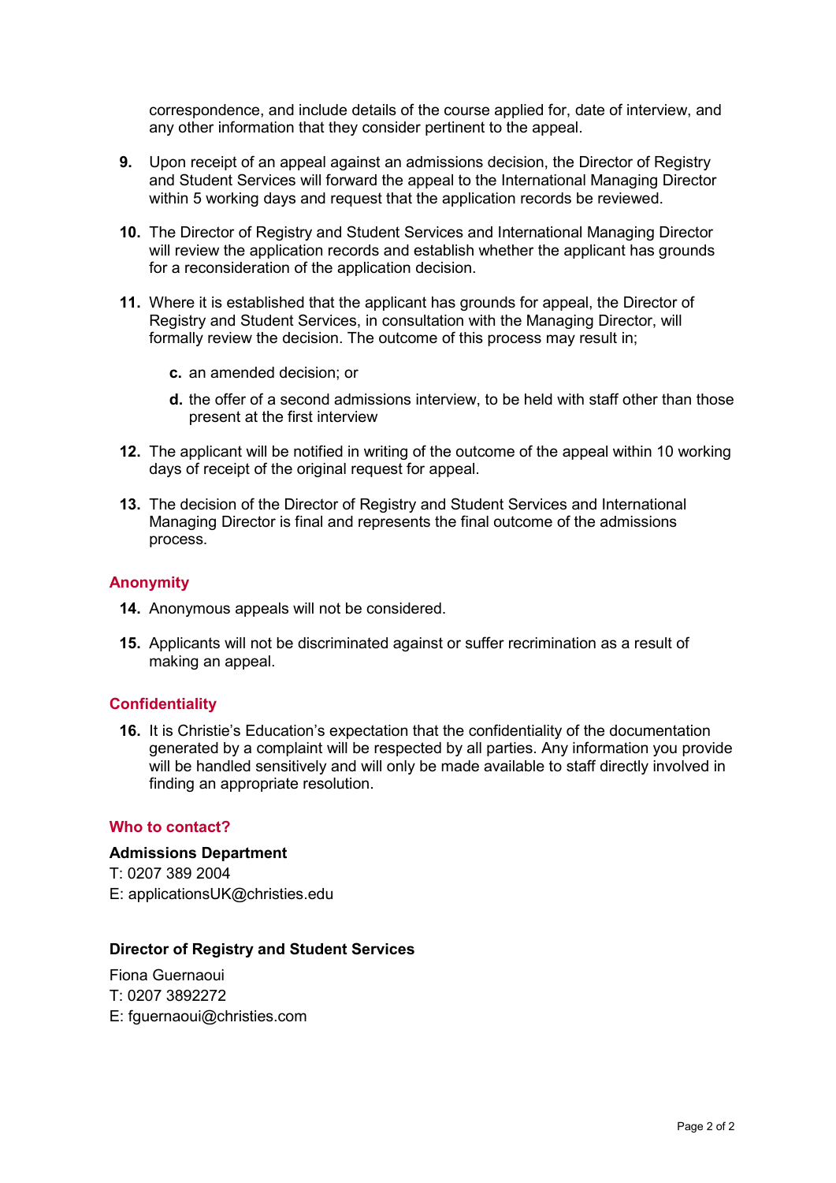correspondence, and include details of the course applied for, date of interview, and any other information that they consider pertinent to the appeal.

9. Upon receipt of an appeal against an admissions decision, the Director of Registry and Student Services will forward the appeal to the International Managing Director within 5 working days and request that the application records be reviewed.

10. The Director of Registry and Student Services and International Managing Director will review the application records and establish whether the applicant has grounds for a reconsideration of the application decision.

11. Where it is established that the applicant has grounds for appeal, the Director of Registry and Student Services, in consultation with the Managing Director, will formally review the decision. The outcome of this process may result in;

    c. an amended decision; or

    d. the offer of a second admissions interview, to be held with staff other than those present at the first interview

12. The applicant will be notified in writing of the outcome of the appeal within 10 working days of receipt of the original request for appeal.

13. The decision of the Director of Registry and Student Services and International Managing Director is final and represents the final outcome of the admissions process.

## Anonymity

14. Anonymous appeals will not be considered.

15. Applicants will not be discriminated against or suffer recrimination as a result of making an appeal.

## Confidentiality

16. It is Christie's Education's expectation that the confidentiality of the documentation generated by a complaint will be respected by all parties. Any information you provide will be handled sensitively and will only be made available to staff directly involved in finding an appropriate resolution.

## Who to contact?

**Admissions Department**
T: 0207 389 2004
E: applicationsUK@christies.edu

**Director of Registry and Student Services**

Fiona Guernaoui
T: 0207 3892272
E: fguernaoui@christies.com